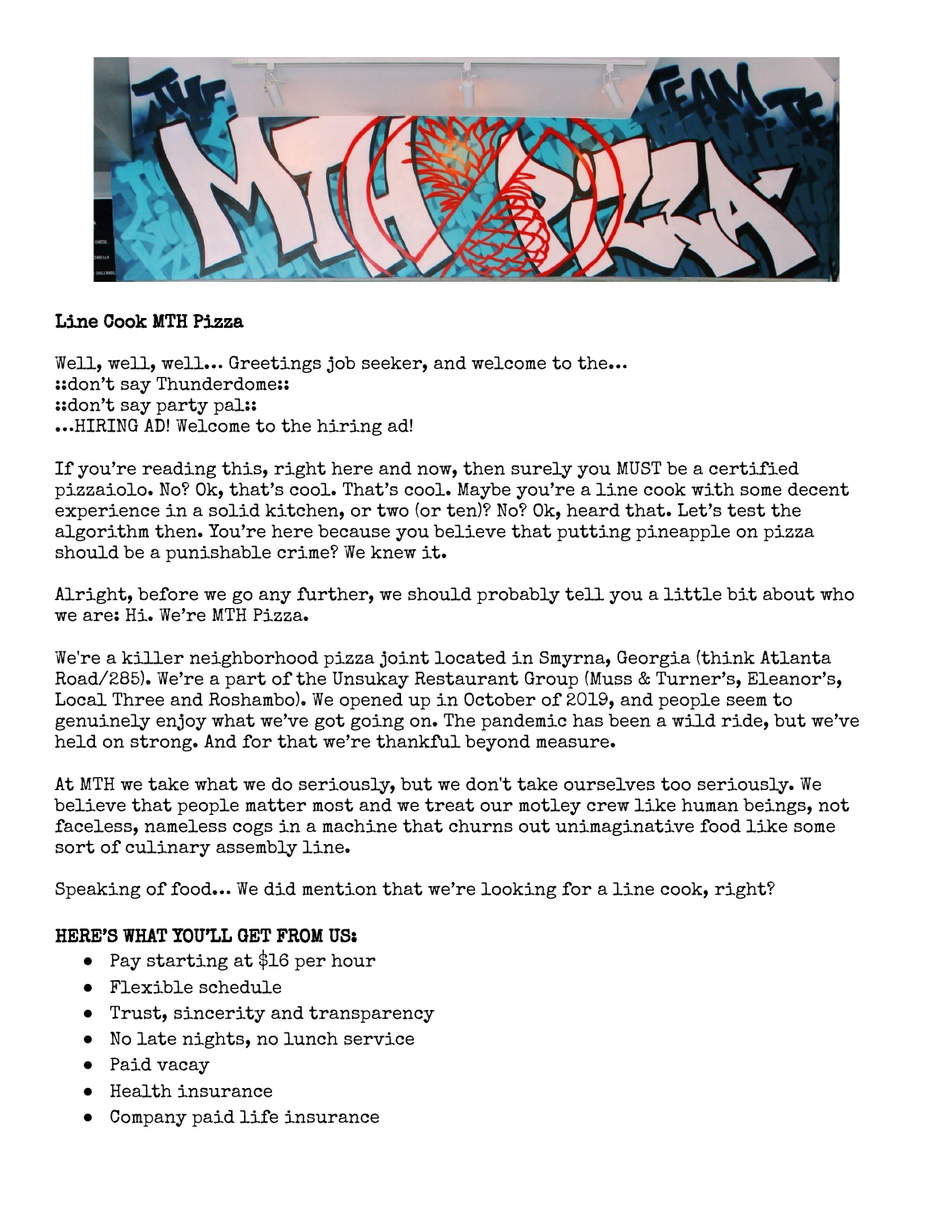**Line Cook MTH Pizza**

Well, well, well… Greetings job seeker, and welcome to the…
::don't say Thunderdome::
::don't say party pal::
…HIRING AD! Welcome to the hiring ad!

If you're reading this, right here and now, then surely you MUST be a certified pizzaiolo. No? Ok, that's cool. That's cool. Maybe you're a line cook with some decent experience in a solid kitchen, or two (or ten)? No? Ok, heard that. Let's test the algorithm then. You're here because you believe that putting pineapple on pizza should be a punishable crime? We knew it.

Alright, before we go any further, we should probably tell you a little bit about who we are: Hi. We're MTH Pizza.

We're a killer neighborhood pizza joint located in Smyrna, Georgia (think Atlanta Road/285). We're a part of the Unsukay Restaurant Group (Muss & Turner's, Eleanor's, Local Three and Roshambo). We opened up in October of 2019, and people seem to genuinely enjoy what we've got going on. The pandemic has been a wild ride, but we've held on strong. And for that we're thankful beyond measure.

At MTH we take what we do seriously, but we don't take ourselves too seriously. We believe that people matter most and we treat our motley crew like human beings, not faceless, nameless cogs in a machine that churns out unimaginative food like some sort of culinary assembly line.

Speaking of food… We did mention that we're looking for a line cook, right?

**HERE'S WHAT YOU'LL GET FROM US:**

- Pay starting at $16 per hour
- Flexible schedule
- Trust, sincerity and transparency
- No late nights, no lunch service
- Paid vacay
- Health insurance
- Company paid life insurance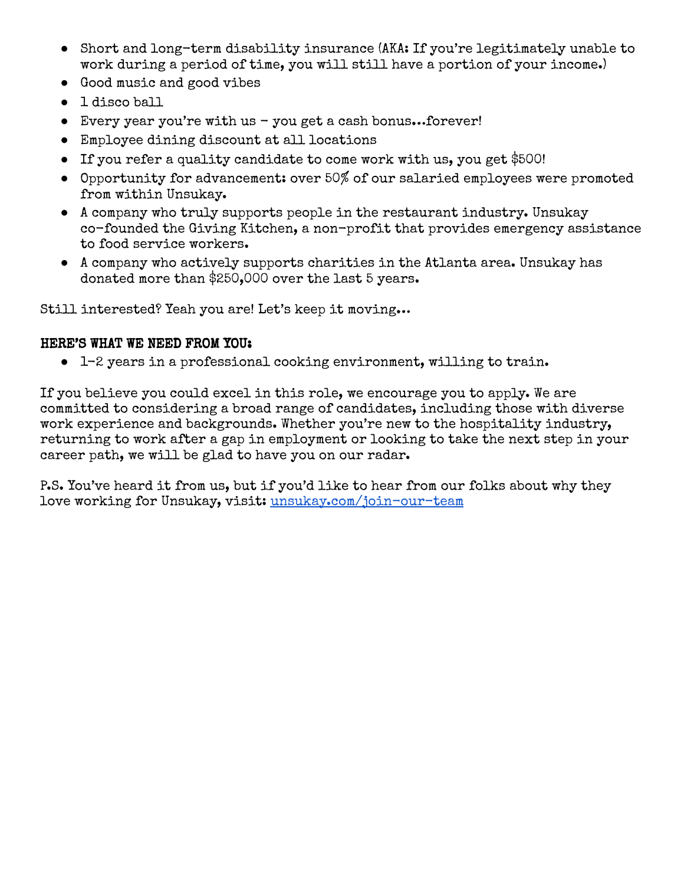- Short and long-term disability insurance (AKA: If you're legitimately unable to work during a period of time, you will still have a portion of your income.)
- Good music and good vibes
- 1 disco ball
- Every year you're with us – you get a cash bonus...forever!
- Employee dining discount at all locations
- If you refer a quality candidate to come work with us, you get $500!
- Opportunity for advancement: over 50% of our salaried employees were promoted from within Unsukay.
- A company who truly supports people in the restaurant industry. Unsukay co-founded the Giving Kitchen, a non-profit that provides emergency assistance to food service workers.
- A company who actively supports charities in the Atlanta area. Unsukay has donated more than $250,000 over the last 5 years.

Still interested? Yeah you are! Let's keep it moving...

**HERE'S WHAT WE NEED FROM YOU:**

- 1-2 years in a professional cooking environment, willing to train.

If you believe you could excel in this role, we encourage you to apply. We are committed to considering a broad range of candidates, including those with diverse work experience and backgrounds. Whether you're new to the hospitality industry, returning to work after a gap in employment or looking to take the next step in your career path, we will be glad to have you on our radar.

P.S. You've heard it from us, but if you'd like to hear from our folks about why they love working for Unsukay, visit: [unsukay.com/join-our-team](unsukay.com/join-our-team)